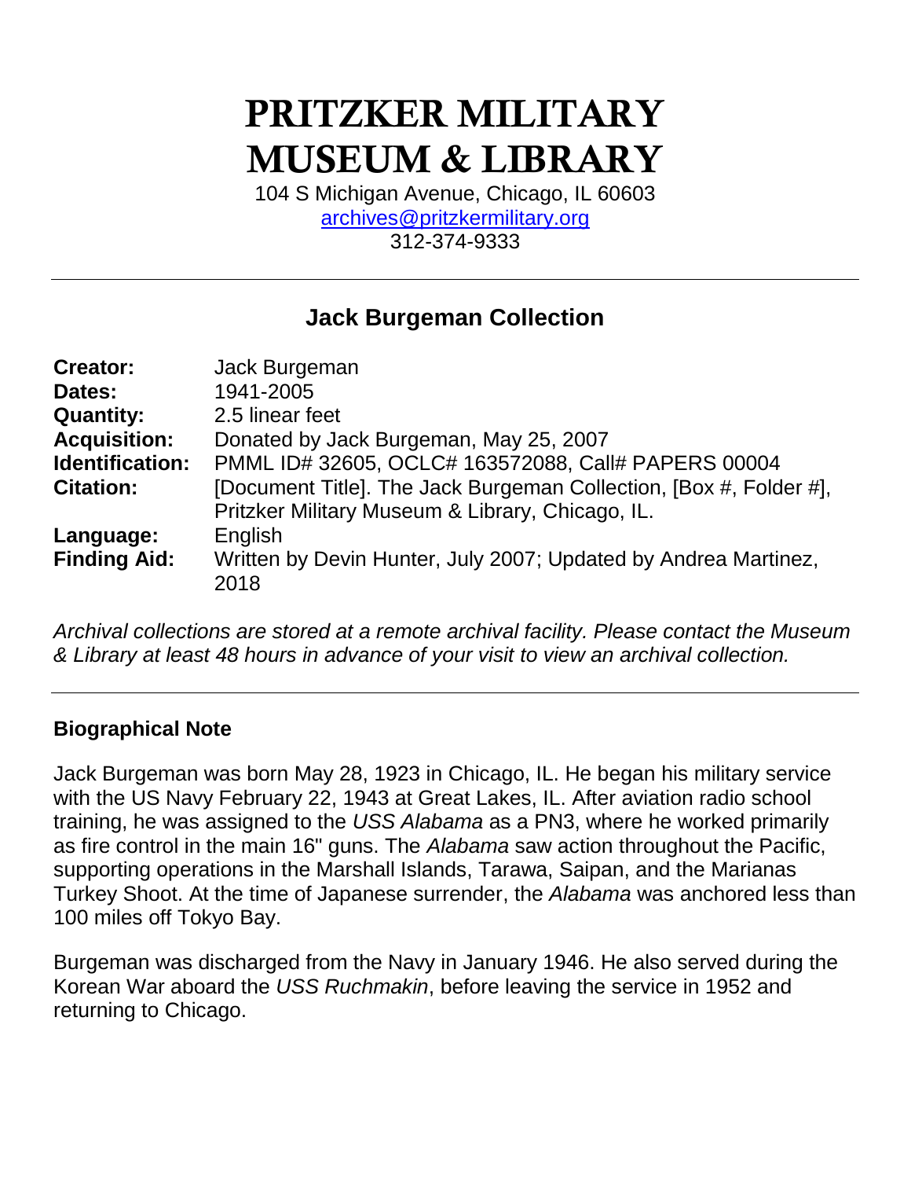# PRITZKER MILITARY MUSEUM & LIBRARY

104 S Michigan Avenue, Chicago, IL 60603
archives@pritzkermilitary.org
312-374-9333

---

## Jack Burgeman Collection

| | |
|---|---|
| **Creator:** | Jack Burgeman |
| **Dates:** | 1941-2005 |
| **Quantity:** | 2.5 linear feet |
| **Acquisition:** | Donated by Jack Burgeman, May 25, 2007 |
| **Identification:** | PMML ID# 32605, OCLC# 163572088, Call# PAPERS 00004 |
| **Citation:** | [Document Title]. The Jack Burgeman Collection, [Box #, Folder #], Pritzker Military Museum & Library, Chicago, IL. |
| **Language:** | English |
| **Finding Aid:** | Written by Devin Hunter, July 2007; Updated by Andrea Martinez, 2018 |

*Archival collections are stored at a remote archival facility. Please contact the Museum & Library at least 48 hours in advance of your visit to view an archival collection.*

---

### Biographical Note

Jack Burgeman was born May 28, 1923 in Chicago, IL. He began his military service with the US Navy February 22, 1943 at Great Lakes, IL. After aviation radio school training, he was assigned to the *USS Alabama* as a PN3, where he worked primarily as fire control in the main 16" guns. The *Alabama* saw action throughout the Pacific, supporting operations in the Marshall Islands, Tarawa, Saipan, and the Marianas Turkey Shoot. At the time of Japanese surrender, the *Alabama* was anchored less than 100 miles off Tokyo Bay.

Burgeman was discharged from the Navy in January 1946. He also served during the Korean War aboard the *USS Ruchmakin*, before leaving the service in 1952 and returning to Chicago.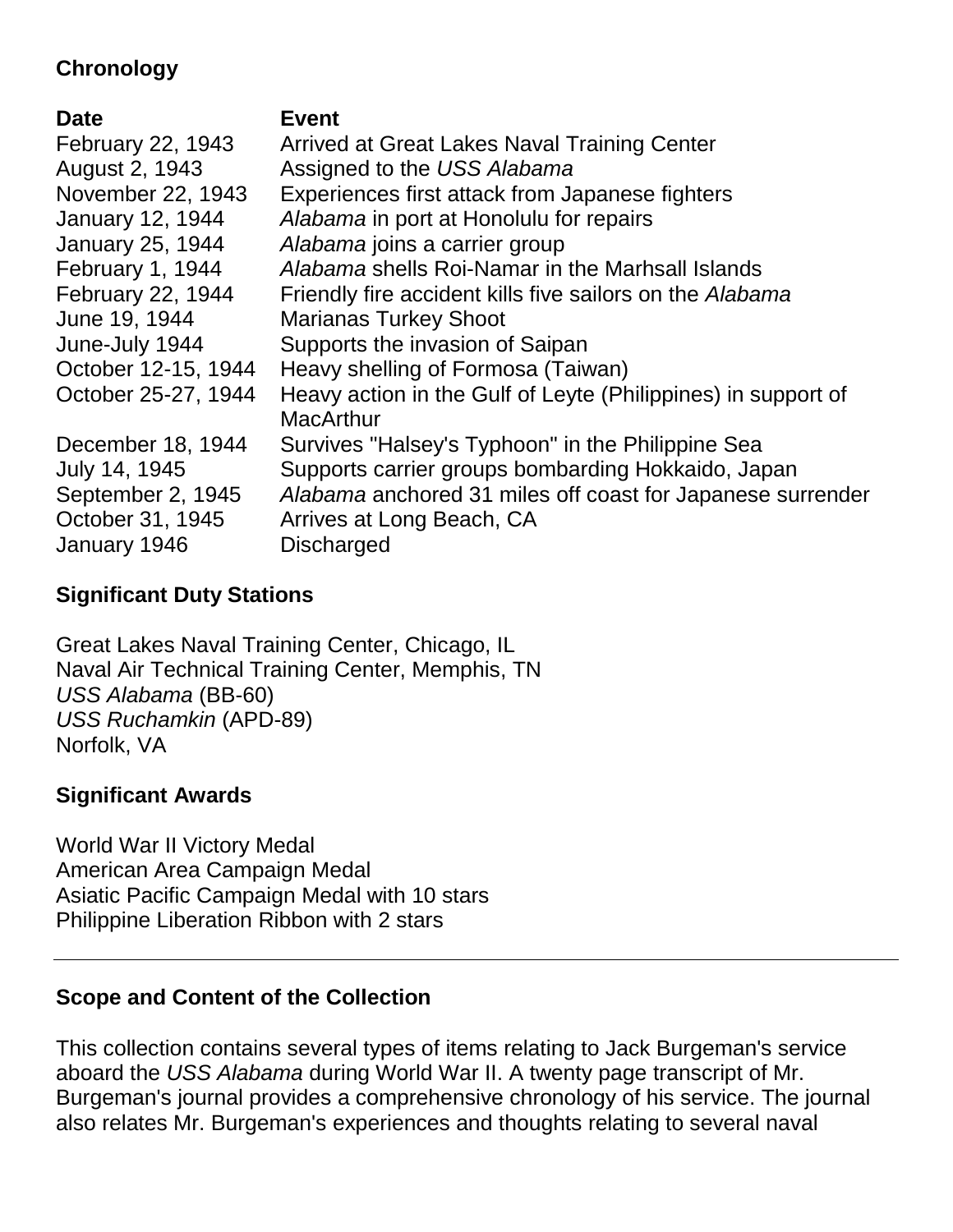## Chronology

| Date | Event |
| --- | --- |
| February 22, 1943 | Arrived at Great Lakes Naval Training Center |
| August 2, 1943 | Assigned to the *USS Alabama* |
| November 22, 1943 | Experiences first attack from Japanese fighters |
| January 12, 1944 | *Alabama* in port at Honolulu for repairs |
| January 25, 1944 | *Alabama* joins a carrier group |
| February 1, 1944 | *Alabama* shells Roi-Namar in the Marhsall Islands |
| February 22, 1944 | Friendly fire accident kills five sailors on the *Alabama* |
| June 19, 1944 | Marianas Turkey Shoot |
| June-July 1944 | Supports the invasion of Saipan |
| October 12-15, 1944 | Heavy shelling of Formosa (Taiwan) |
| October 25-27, 1944 | Heavy action in the Gulf of Leyte (Philippines) in support of MacArthur |
| December 18, 1944 | Survives "Halsey's Typhoon" in the Philippine Sea |
| July 14, 1945 | Supports carrier groups bombarding Hokkaido, Japan |
| September 2, 1945 | *Alabama* anchored 31 miles off coast for Japanese surrender |
| October 31, 1945 | Arrives at Long Beach, CA |
| January 1946 | Discharged |

## Significant Duty Stations

Great Lakes Naval Training Center, Chicago, IL
Naval Air Technical Training Center, Memphis, TN
*USS Alabama* (BB-60)
*USS Ruchamkin* (APD-89)
Norfolk, VA

## Significant Awards

World War II Victory Medal
American Area Campaign Medal
Asiatic Pacific Campaign Medal with 10 stars
Philippine Liberation Ribbon with 2 stars

---

## Scope and Content of the Collection

This collection contains several types of items relating to Jack Burgeman's service aboard the *USS Alabama* during World War II. A twenty page transcript of Mr. Burgeman's journal provides a comprehensive chronology of his service. The journal also relates Mr. Burgeman's experiences and thoughts relating to several naval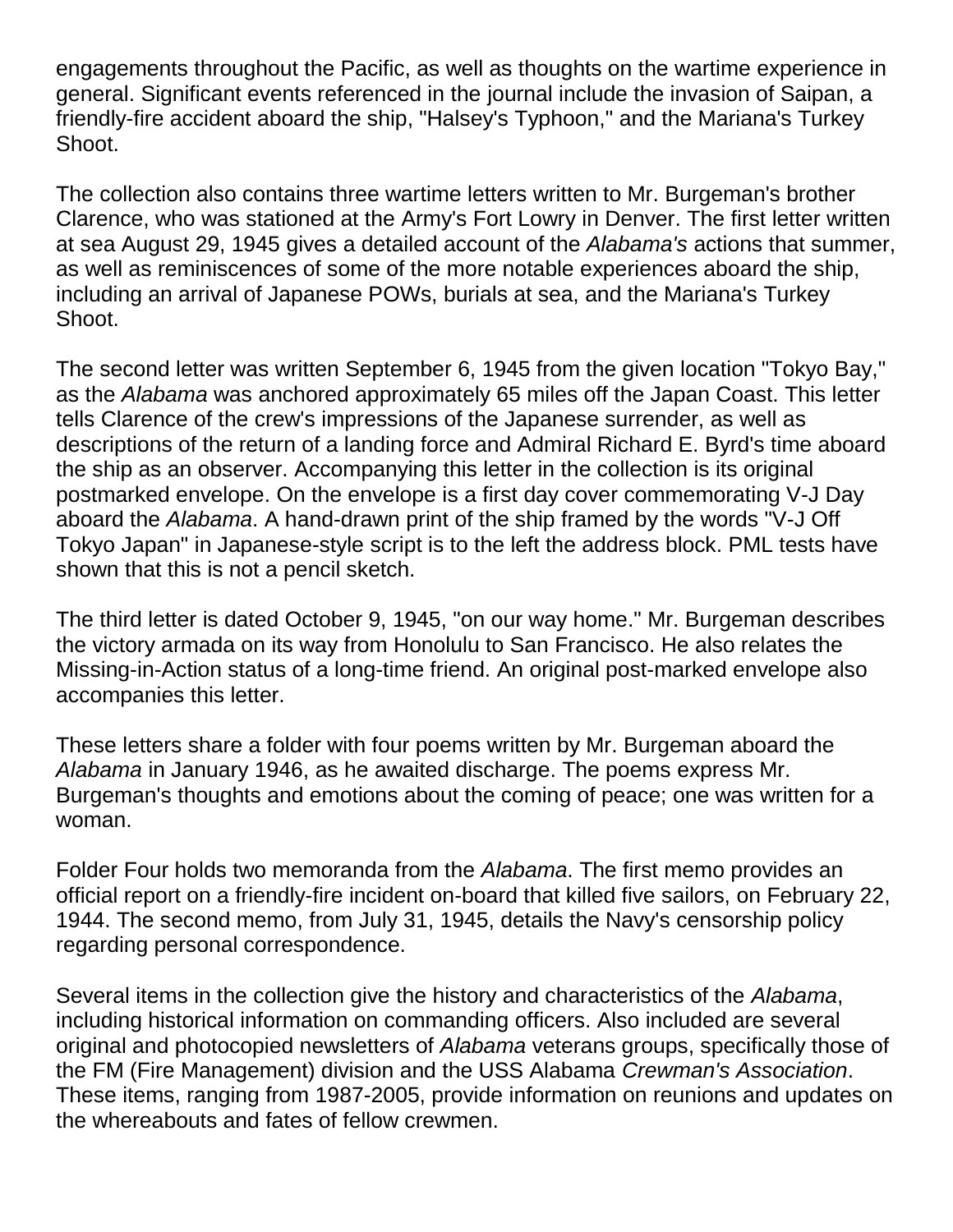engagements throughout the Pacific, as well as thoughts on the wartime experience in general. Significant events referenced in the journal include the invasion of Saipan, a friendly-fire accident aboard the ship, "Halsey's Typhoon," and the Mariana's Turkey Shoot.

The collection also contains three wartime letters written to Mr. Burgeman's brother Clarence, who was stationed at the Army's Fort Lowry in Denver. The first letter written at sea August 29, 1945 gives a detailed account of the *Alabama's* actions that summer, as well as reminiscences of some of the more notable experiences aboard the ship, including an arrival of Japanese POWs, burials at sea, and the Mariana's Turkey Shoot.

The second letter was written September 6, 1945 from the given location "Tokyo Bay," as the *Alabama* was anchored approximately 65 miles off the Japan Coast. This letter tells Clarence of the crew's impressions of the Japanese surrender, as well as descriptions of the return of a landing force and Admiral Richard E. Byrd's time aboard the ship as an observer. Accompanying this letter in the collection is its original postmarked envelope. On the envelope is a first day cover commemorating V-J Day aboard the *Alabama*. A hand-drawn print of the ship framed by the words "V-J Off Tokyo Japan" in Japanese-style script is to the left the address block. PML tests have shown that this is not a pencil sketch.

The third letter is dated October 9, 1945, "on our way home." Mr. Burgeman describes the victory armada on its way from Honolulu to San Francisco. He also relates the Missing-in-Action status of a long-time friend. An original post-marked envelope also accompanies this letter.

These letters share a folder with four poems written by Mr. Burgeman aboard the *Alabama* in January 1946, as he awaited discharge. The poems express Mr. Burgeman's thoughts and emotions about the coming of peace; one was written for a woman.

Folder Four holds two memoranda from the *Alabama*. The first memo provides an official report on a friendly-fire incident on-board that killed five sailors, on February 22, 1944. The second memo, from July 31, 1945, details the Navy's censorship policy regarding personal correspondence.

Several items in the collection give the history and characteristics of the *Alabama*, including historical information on commanding officers. Also included are several original and photocopied newsletters of *Alabama* veterans groups, specifically those of the FM (Fire Management) division and the USS Alabama *Crewman's Association*. These items, ranging from 1987-2005, provide information on reunions and updates on the whereabouts and fates of fellow crewmen.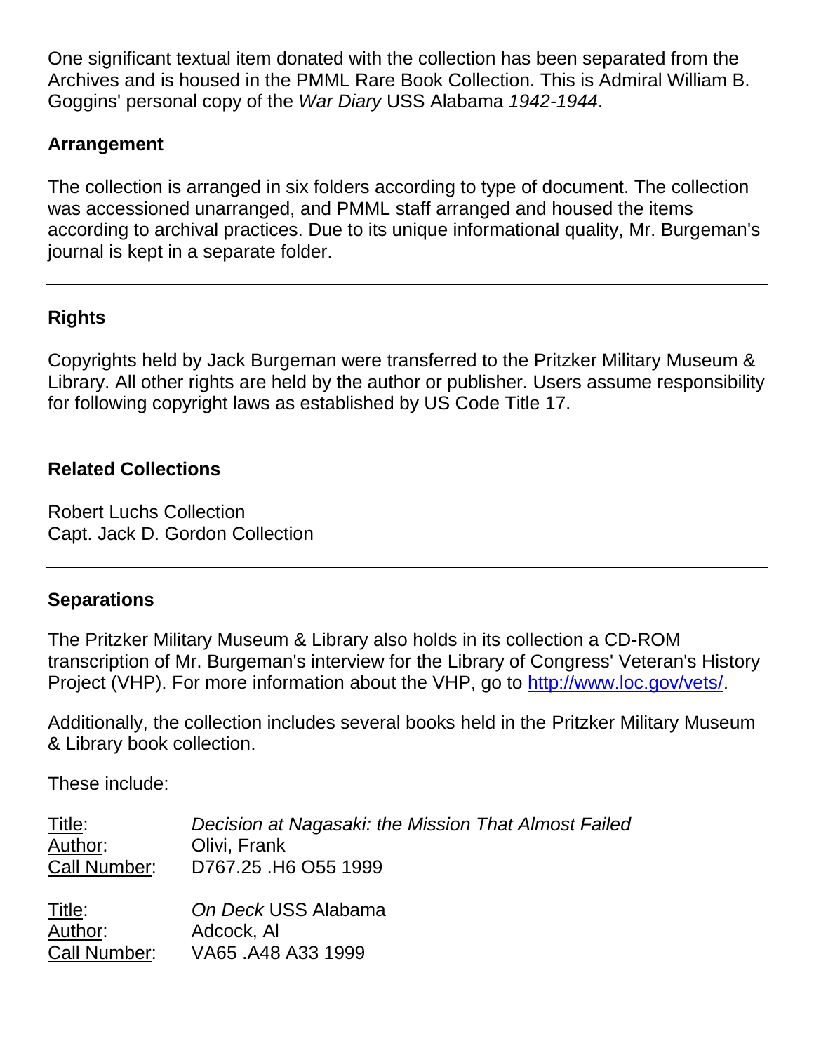One significant textual item donated with the collection has been separated from the Archives and is housed in the PMML Rare Book Collection. This is Admiral William B. Goggins' personal copy of the *War Diary* USS Alabama *1942-1944*.

### Arrangement

The collection is arranged in six folders according to type of document. The collection was accessioned unarranged, and PMML staff arranged and housed the items according to archival practices. Due to its unique informational quality, Mr. Burgeman's journal is kept in a separate folder.

---

### Rights

Copyrights held by Jack Burgeman were transferred to the Pritzker Military Museum & Library. All other rights are held by the author or publisher. Users assume responsibility for following copyright laws as established by US Code Title 17.

---

### Related Collections

Robert Luchs Collection
Capt. Jack D. Gordon Collection

---

### Separations

The Pritzker Military Museum & Library also holds in its collection a CD-ROM transcription of Mr. Burgeman's interview for the Library of Congress' Veteran's History Project (VHP). For more information about the VHP, go to http://www.loc.gov/vets/.

Additionally, the collection includes several books held in the Pritzker Military Museum & Library book collection.

These include:

Title: *Decision at Nagasaki: the Mission That Almost Failed*
Author: Olivi, Frank
Call Number: D767.25 .H6 O55 1999

Title: *On Deck* USS Alabama
Author: Adcock, Al
Call Number: VA65 .A48 A33 1999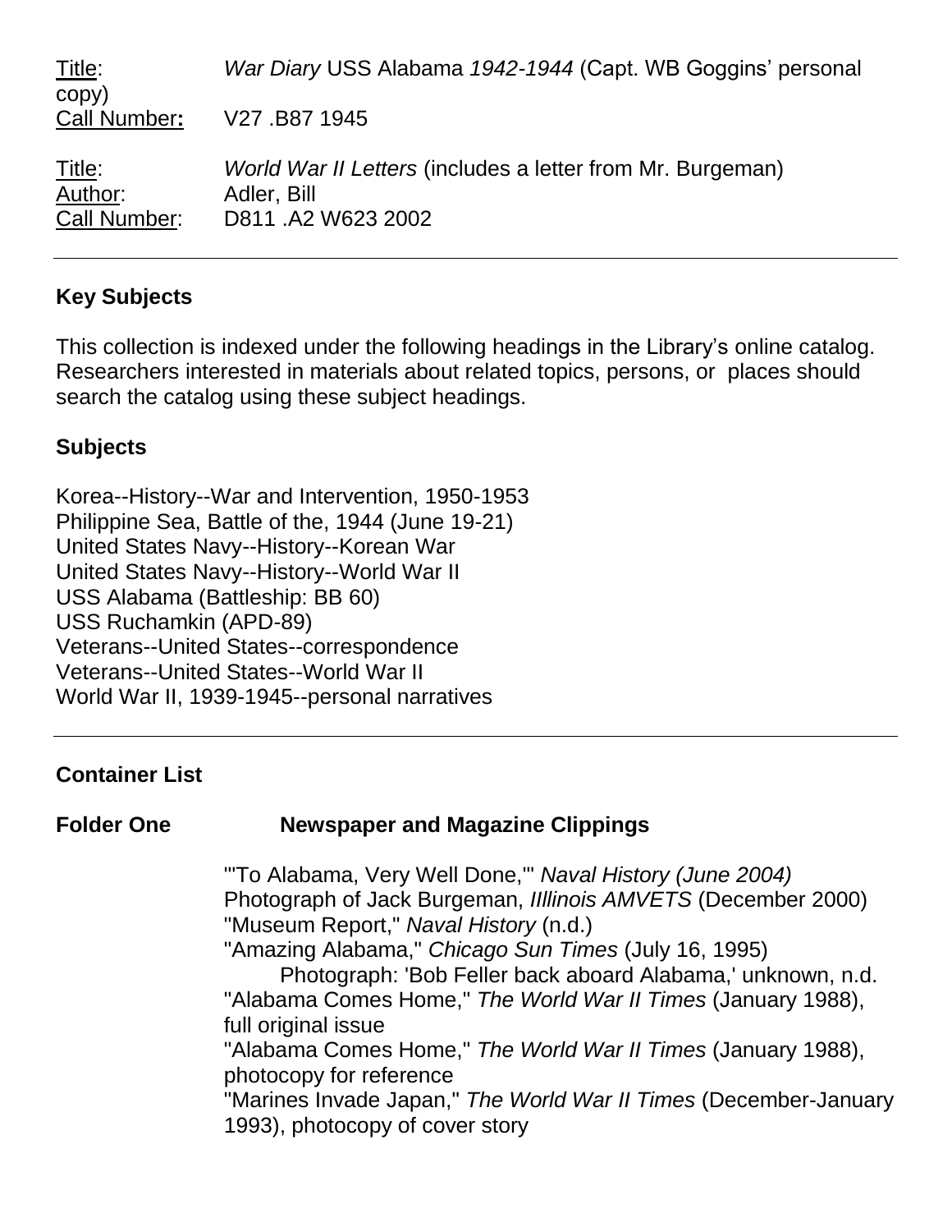Title: *War Diary* USS Alabama *1942-1944* (Capt. WB Goggins' personal copy)
Call Number: V27 .B87 1945

Title: *World War II Letters* (includes a letter from Mr. Burgeman)
Author: Adler, Bill
Call Number: D811 .A2 W623 2002

---

**Key Subjects**

This collection is indexed under the following headings in the Library's online catalog. Researchers interested in materials about related topics, persons, or places should search the catalog using these subject headings.

**Subjects**

Korea--History--War and Intervention, 1950-1953
Philippine Sea, Battle of the, 1944 (June 19-21)
United States Navy--History--Korean War
United States Navy--History--World War II
USS Alabama (Battleship: BB 60)
USS Ruchamkin (APD-89)
Veterans--United States--correspondence
Veterans--United States--World War II
World War II, 1939-1945--personal narratives

---

**Container List**

**Folder One** **Newspaper and Magazine Clippings**

"'To Alabama, Very Well Done,'" *Naval History (June 2004)*
Photograph of Jack Burgeman, *IIllinois AMVETS* (December 2000)
"Museum Report," *Naval History* (n.d.)
"Amazing Alabama," *Chicago Sun Times* (July 16, 1995)
  Photograph: 'Bob Feller back aboard Alabama,' unknown, n.d.
"Alabama Comes Home," *The World War II Times* (January 1988), full original issue
"Alabama Comes Home," *The World War II Times* (January 1988), photocopy for reference
"Marines Invade Japan," *The World War II Times* (December-January 1993), photocopy of cover story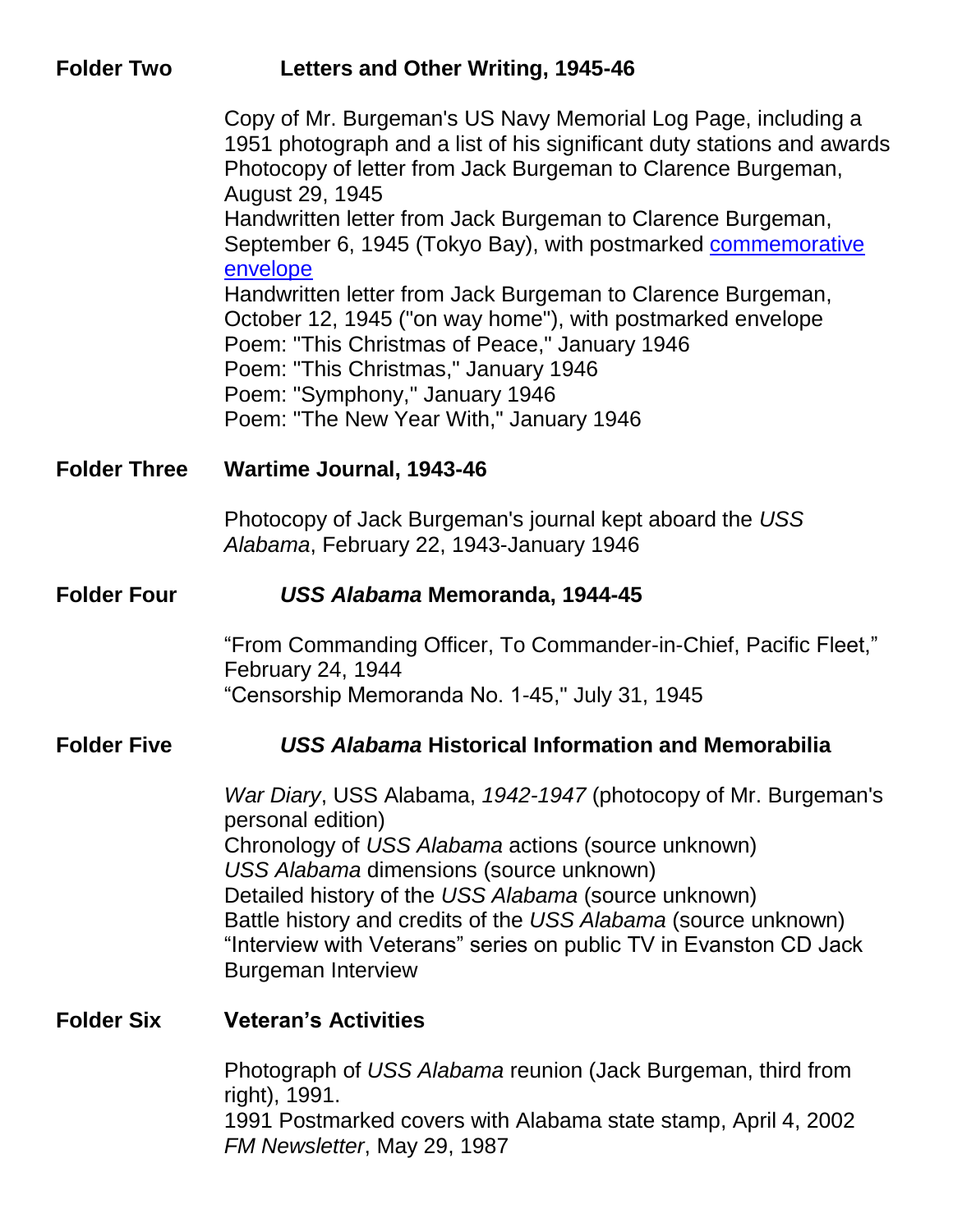**Folder Two** **Letters and Other Writing, 1945-46**

Copy of Mr. Burgeman's US Navy Memorial Log Page, including a 1951 photograph and a list of his significant duty stations and awards
Photocopy of letter from Jack Burgeman to Clarence Burgeman, August 29, 1945
Handwritten letter from Jack Burgeman to Clarence Burgeman, September 6, 1945 (Tokyo Bay), with postmarked commemorative envelope
Handwritten letter from Jack Burgeman to Clarence Burgeman, October 12, 1945 ("on way home"), with postmarked envelope
Poem: "This Christmas of Peace," January 1946
Poem: "This Christmas," January 1946
Poem: "Symphony," January 1946
Poem: "The New Year With," January 1946

**Folder Three** **Wartime Journal, 1943-46**

Photocopy of Jack Burgeman's journal kept aboard the *USS Alabama*, February 22, 1943-January 1946

**Folder Four** ***USS Alabama* Memoranda, 1944-45**

"From Commanding Officer, To Commander-in-Chief, Pacific Fleet," February 24, 1944
"Censorship Memoranda No. 1-45," July 31, 1945

**Folder Five** ***USS Alabama* Historical Information and Memorabilia**

*War Diary*, USS Alabama, *1942-1947* (photocopy of Mr. Burgeman's personal edition)
Chronology of *USS Alabama* actions (source unknown)
*USS Alabama* dimensions (source unknown)
Detailed history of the *USS Alabama* (source unknown)
Battle history and credits of the *USS Alabama* (source unknown)
"Interview with Veterans" series on public TV in Evanston CD Jack Burgeman Interview

**Folder Six** **Veteran's Activities**

Photograph of *USS Alabama* reunion (Jack Burgeman, third from right), 1991.
1991 Postmarked covers with Alabama state stamp, April 4, 2002
*FM Newsletter*, May 29, 1987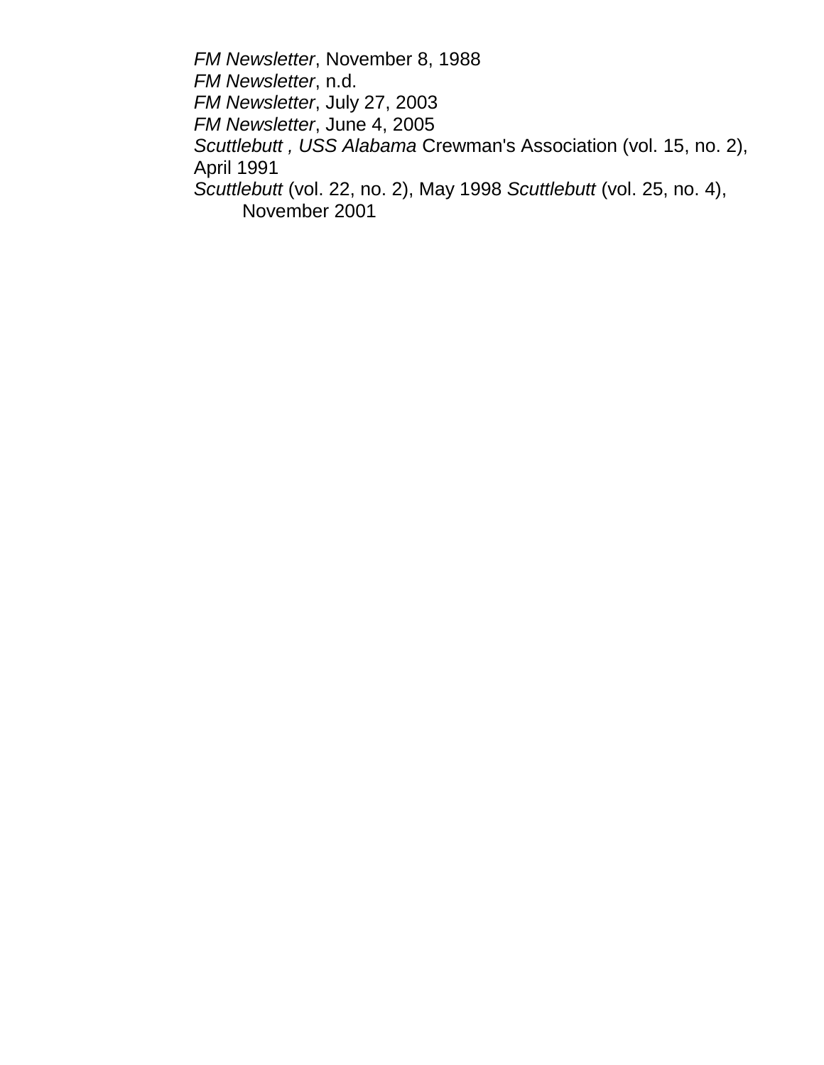*FM Newsletter*, November 8, 1988
*FM Newsletter*, n.d.
*FM Newsletter*, July 27, 2003
*FM Newsletter*, June 4, 2005
*Scuttlebutt , USS Alabama* Crewman's Association (vol. 15, no. 2), April 1991
*Scuttlebutt* (vol. 22, no. 2), May 1998 *Scuttlebutt* (vol. 25, no. 4), November 2001